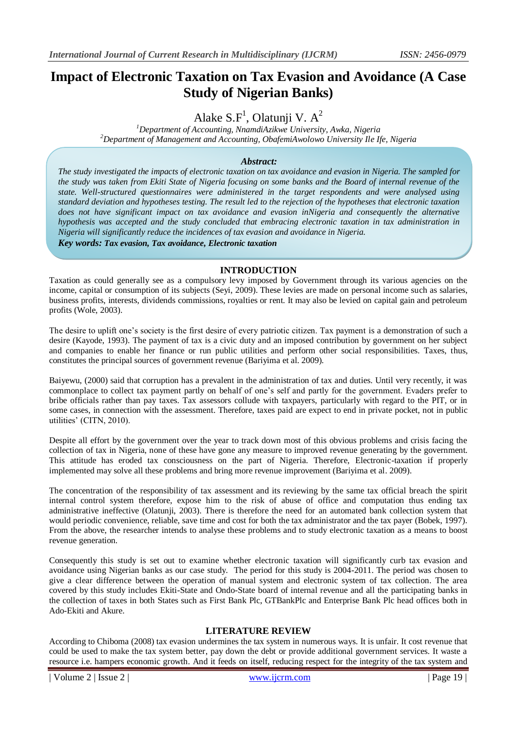# Impact of Electronic Taxation on Tax Evasion and Avoidance (A Case Study of Nigerian Banks)

Alake S.F[1], Olatunji V. A[2]

[1]*Department of Accounting, NnamdiAzikwe University, Awka, Nigeria*
[2]*Department of Management and Accounting, ObafemiAwolowo University Ile Ife, Nigeria*

***Abstract:***

*The study investigated the impacts of electronic taxation on tax avoidance and evasion in Nigeria. The sampled for the study was taken from Ekiti State of Nigeria focusing on some banks and the Board of internal revenue of the state. Well-structured questionnaires were administered in the target respondents and were analysed using standard deviation and hypotheses testing. The result led to the rejection of the hypotheses that electronic taxation does not have significant impact on tax avoidance and evasion inNigeria and consequently the alternative hypothesis was accepted and the study concluded that embracing electronic taxation in tax administration in Nigeria will significantly reduce the incidences of tax evasion and avoidance in Nigeria.*

***Key words: Tax evasion, Tax avoidance, Electronic taxation***

## INTRODUCTION

Taxation as could generally see as a compulsory levy imposed by Government through its various agencies on the income, capital or consumption of its subjects (Seyi, 2009). These levies are made on personal income such as salaries, business profits, interests, dividends commissions, royalties or rent. It may also be levied on capital gain and petroleum profits (Wole, 2003).

The desire to uplift one's society is the first desire of every patriotic citizen. Tax payment is a demonstration of such a desire (Kayode, 1993). The payment of tax is a civic duty and an imposed contribution by government on her subject and companies to enable her finance or run public utilities and perform other social responsibilities. Taxes, thus, constitutes the principal sources of government revenue (Bariyima et al. 2009).

Baiyewu, (2000) said that corruption has a prevalent in the administration of tax and duties. Until very recently, it was commonplace to collect tax payment partly on behalf of one's self and partly for the government. Evaders prefer to bribe officials rather than pay taxes. Tax assessors collude with taxpayers, particularly with regard to the PIT, or in some cases, in connection with the assessment. Therefore, taxes paid are expect to end in private pocket, not in public utilities' (CITN, 2010).

Despite all effort by the government over the year to track down most of this obvious problems and crisis facing the collection of tax in Nigeria, none of these have gone any measure to improved revenue generating by the government. This attitude has eroded tax consciousness on the part of Nigeria. Therefore, Electronic-taxation if properly implemented may solve all these problems and bring more revenue improvement (Bariyima et al. 2009).

The concentration of the responsibility of tax assessment and its reviewing by the same tax official breach the spirit internal control system therefore, expose him to the risk of abuse of office and computation thus ending tax administrative ineffective (Olatunji, 2003). There is therefore the need for an automated bank collection system that would periodic convenience, reliable, save time and cost for both the tax administrator and the tax payer (Bobek, 1997). From the above, the researcher intends to analyse these problems and to study electronic taxation as a means to boost revenue generation.

Consequently this study is set out to examine whether electronic taxation will significantly curb tax evasion and avoidance using Nigerian banks as our case study. The period for this study is 2004-2011. The period was chosen to give a clear difference between the operation of manual system and electronic system of tax collection. The area covered by this study includes Ekiti-State and Ondo-State board of internal revenue and all the participating banks in the collection of taxes in both States such as First Bank Plc, GTBankPlc and Enterprise Bank Plc head offices both in Ado-Ekiti and Akure.

## LITERATURE REVIEW

According to Chiboma (2008) tax evasion undermines the tax system in numerous ways. It is unfair. It cost revenue that could be used to make the tax system better, pay down the debt or provide additional government services. It waste a resource i.e. hampers economic growth. And it feeds on itself, reducing respect for the integrity of the tax system and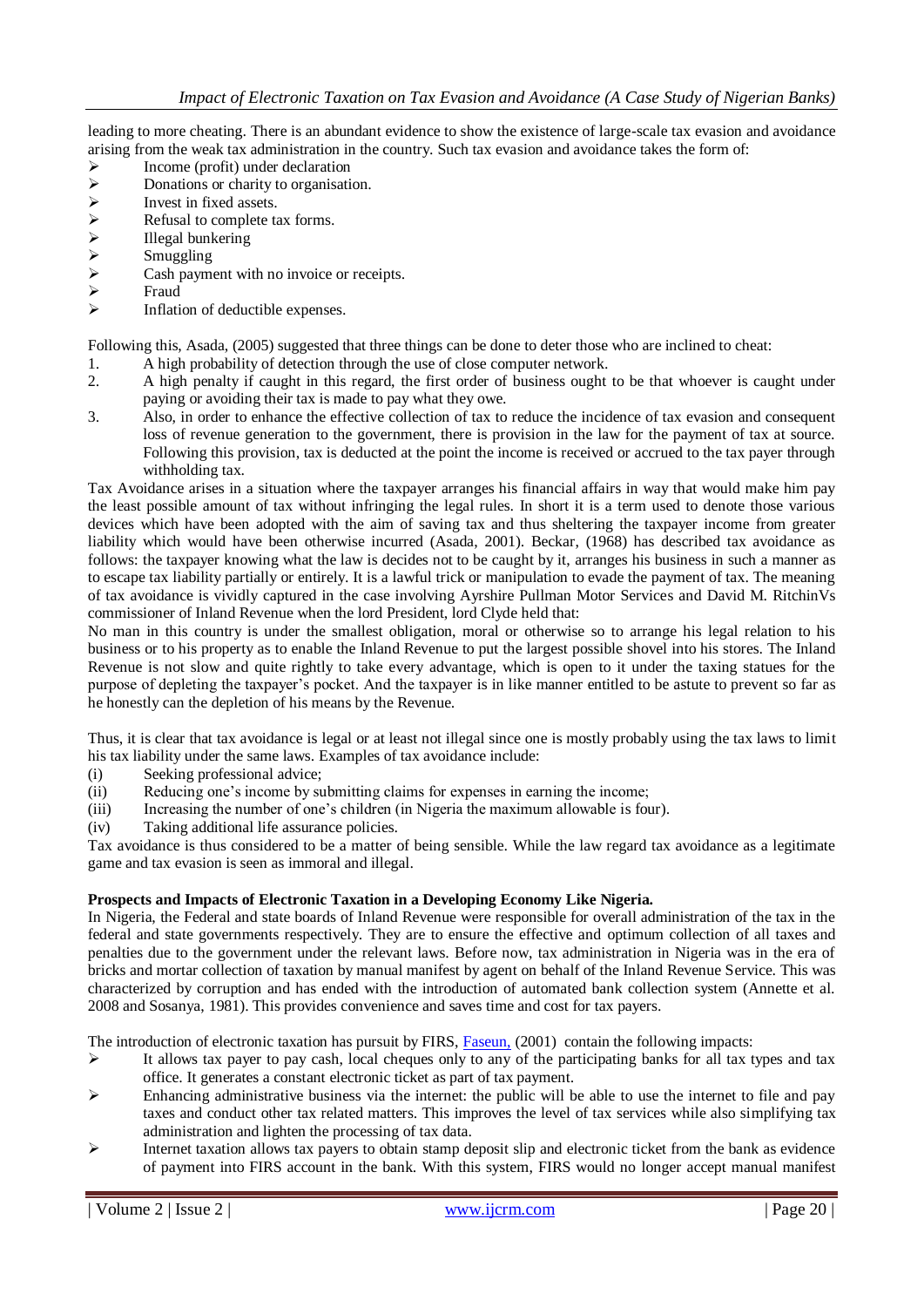leading to more cheating. There is an abundant evidence to show the existence of large-scale tax evasion and avoidance arising from the weak tax administration in the country. Such tax evasion and avoidance takes the form of:

- Income (profit) under declaration
- Donations or charity to organisation.
- Invest in fixed assets.
- Refusal to complete tax forms.
- Illegal bunkering
- Smuggling
- Cash payment with no invoice or receipts.
- Fraud
- Inflation of deductible expenses.

Following this, Asada, (2005) suggested that three things can be done to deter those who are inclined to cheat:

1. A high probability of detection through the use of close computer network.
2. A high penalty if caught in this regard, the first order of business ought to be that whoever is caught under paying or avoiding their tax is made to pay what they owe.
3. Also, in order to enhance the effective collection of tax to reduce the incidence of tax evasion and consequent loss of revenue generation to the government, there is provision in the law for the payment of tax at source. Following this provision, tax is deducted at the point the income is received or accrued to the tax payer through withholding tax.

Tax Avoidance arises in a situation where the taxpayer arranges his financial affairs in way that would make him pay the least possible amount of tax without infringing the legal rules. In short it is a term used to denote those various devices which have been adopted with the aim of saving tax and thus sheltering the taxpayer income from greater liability which would have been otherwise incurred (Asada, 2001). Beckar, (1968) has described tax avoidance as follows: the taxpayer knowing what the law is decides not to be caught by it, arranges his business in such a manner as to escape tax liability partially or entirely. It is a lawful trick or manipulation to evade the payment of tax. The meaning of tax avoidance is vividly captured in the case involving Ayrshire Pullman Motor Services and David M. RitchinVs commissioner of Inland Revenue when the lord President, lord Clyde held that:

No man in this country is under the smallest obligation, moral or otherwise so to arrange his legal relation to his business or to his property as to enable the Inland Revenue to put the largest possible shovel into his stores. The Inland Revenue is not slow and quite rightly to take every advantage, which is open to it under the taxing statues for the purpose of depleting the taxpayer's pocket. And the taxpayer is in like manner entitled to be astute to prevent so far as he honestly can the depletion of his means by the Revenue.

Thus, it is clear that tax avoidance is legal or at least not illegal since one is mostly probably using the tax laws to limit his tax liability under the same laws. Examples of tax avoidance include:

(i) Seeking professional advice;
(ii) Reducing one's income by submitting claims for expenses in earning the income;
(iii) Increasing the number of one's children (in Nigeria the maximum allowable is four).
(iv) Taking additional life assurance policies.

Tax avoidance is thus considered to be a matter of being sensible. While the law regard tax avoidance as a legitimate game and tax evasion is seen as immoral and illegal.

**Prospects and Impacts of Electronic Taxation in a Developing Economy Like Nigeria.**

In Nigeria, the Federal and state boards of Inland Revenue were responsible for overall administration of the tax in the federal and state governments respectively. They are to ensure the effective and optimum collection of all taxes and penalties due to the government under the relevant laws. Before now, tax administration in Nigeria was in the era of bricks and mortar collection of taxation by manual manifest by agent on behalf of the Inland Revenue Service. This was characterized by corruption and has ended with the introduction of automated bank collection system (Annette et al. 2008 and Sosanya, 1981). This provides convenience and saves time and cost for tax payers.

The introduction of electronic taxation has pursuit by FIRS, Faseun, (2001) contain the following impacts:

- It allows tax payer to pay cash, local cheques only to any of the participating banks for all tax types and tax office. It generates a constant electronic ticket as part of tax payment.
- Enhancing administrative business via the internet: the public will be able to use the internet to file and pay taxes and conduct other tax related matters. This improves the level of tax services while also simplifying tax administration and lighten the processing of tax data.
- Internet taxation allows tax payers to obtain stamp deposit slip and electronic ticket from the bank as evidence of payment into FIRS account in the bank. With this system, FIRS would no longer accept manual manifest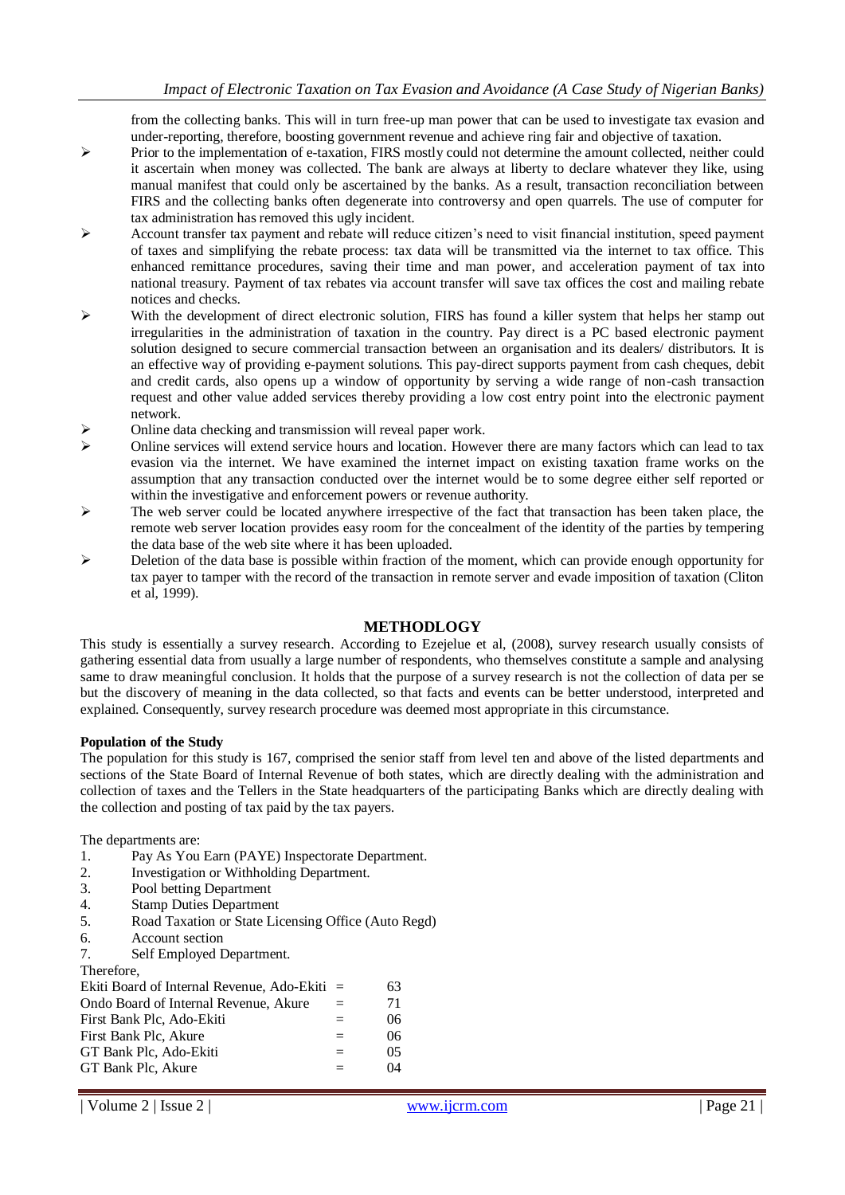from the collecting banks. This will in turn free-up man power that can be used to investigate tax evasion and under-reporting, therefore, boosting government revenue and achieve ring fair and objective of taxation.

- Prior to the implementation of e-taxation, FIRS mostly could not determine the amount collected, neither could it ascertain when money was collected. The bank are always at liberty to declare whatever they like, using manual manifest that could only be ascertained by the banks. As a result, transaction reconciliation between FIRS and the collecting banks often degenerate into controversy and open quarrels. The use of computer for tax administration has removed this ugly incident.
- Account transfer tax payment and rebate will reduce citizen's need to visit financial institution, speed payment of taxes and simplifying the rebate process: tax data will be transmitted via the internet to tax office. This enhanced remittance procedures, saving their time and man power, and acceleration payment of tax into national treasury. Payment of tax rebates via account transfer will save tax offices the cost and mailing rebate notices and checks.
- With the development of direct electronic solution, FIRS has found a killer system that helps her stamp out irregularities in the administration of taxation in the country. Pay direct is a PC based electronic payment solution designed to secure commercial transaction between an organisation and its dealers/ distributors. It is an effective way of providing e-payment solutions. This pay-direct supports payment from cash cheques, debit and credit cards, also opens up a window of opportunity by serving a wide range of non-cash transaction request and other value added services thereby providing a low cost entry point into the electronic payment network.
- Online data checking and transmission will reveal paper work.
- Online services will extend service hours and location. However there are many factors which can lead to tax evasion via the internet. We have examined the internet impact on existing taxation frame works on the assumption that any transaction conducted over the internet would be to some degree either self reported or within the investigative and enforcement powers or revenue authority.
- The web server could be located anywhere irrespective of the fact that transaction has taken place, the remote web server location provides easy room for the concealment of the identity of the parties by tempering the data base of the web site where it has been uploaded.
- Deletion of the data base is possible within fraction of the moment, which can provide enough opportunity for tax payer to tamper with the record of the transaction in remote server and evade imposition of taxation (Cliton et al, 1999).

## METHODLOGY

This study is essentially a survey research. According to Ezejelue et al, (2008), survey research usually consists of gathering essential data from usually a large number of respondents, who themselves constitute a sample and analysing same to draw meaningful conclusion. It holds that the purpose of a survey research is not the collection of data per se but the discovery of meaning in the data collected, so that facts and events can be better understood, interpreted and explained. Consequently, survey research procedure was deemed most appropriate in this circumstance.

**Population of the Study**

The population for this study is 167, comprised the senior staff from level ten and above of the listed departments and sections of the State Board of Internal Revenue of both states, which are directly dealing with the administration and collection of taxes and the Tellers in the State headquarters of the participating Banks which are directly dealing with the collection and posting of tax paid by the tax payers.

The departments are:

1. Pay As You Earn (PAYE) Inspectorate Department.
2. Investigation or Withholding Department.
3. Pool betting Department
4. Stamp Duties Department
5. Road Taxation or State Licensing Office (Auto Regd)
6. Account section
7. Self Employed Department.

Therefore,

| | | |
|---|---|---|
| Ekiti Board of Internal Revenue, Ado-Ekiti | = | 63 |
| Ondo Board of Internal Revenue, Akure | = | 71 |
| First Bank Plc, Ado-Ekiti | = | 06 |
| First Bank Plc, Akure | = | 06 |
| GT Bank Plc, Ado-Ekiti | = | 05 |
| GT Bank Plc, Akure | = | 04 |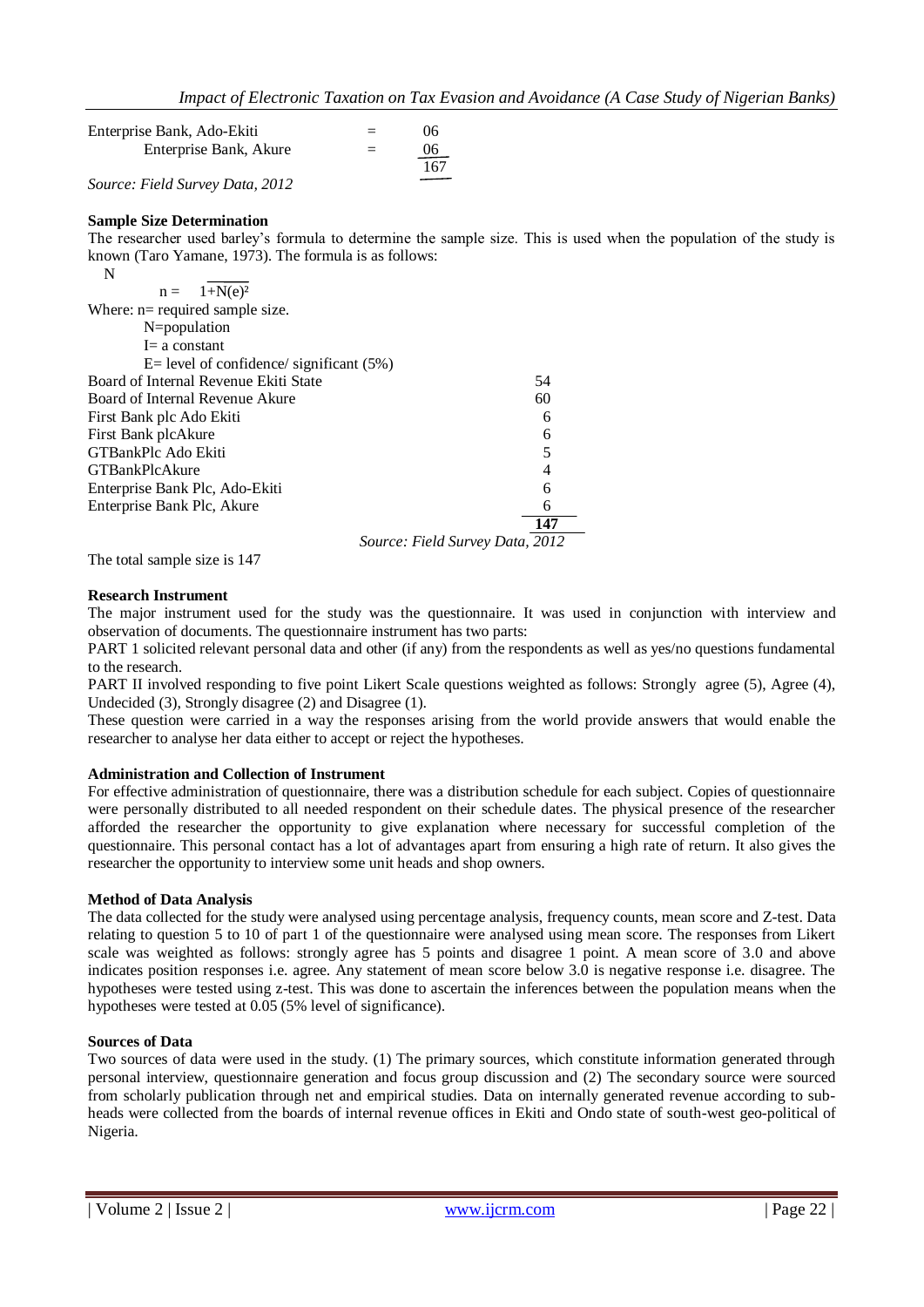| | | |
|---|---|---|
| Enterprise Bank, Ado-Ekiti | = | 06 |
| Enterprise Bank, Akure | = | 06 |
| | | 167 |

*Source: Field Survey Data, 2012*

**Sample Size Determination**

The researcher used barley's formula to determine the sample size. This is used when the population of the study is known (Taro Yamane, 1973). The formula is as follows:

$$n = \frac{N}{1+N(e)^2}$$

Where: n= required sample size.

N=population

I= a constant

E= level of confidence/ significant (5%)

| | |
|---|---|
| Board of Internal Revenue Ekiti State | 54 |
| Board of Internal Revenue Akure | 60 |
| First Bank plc Ado Ekiti | 6 |
| First Bank plcAkure | 6 |
| GTBankPlc Ado Ekiti | 5 |
| GTBankPlcAkure | 4 |
| Enterprise Bank Plc, Ado-Ekiti | 6 |
| Enterprise Bank Plc, Akure | 6 |
| | **147** |

*Source: Field Survey Data, 2012*

The total sample size is 147

**Research Instrument**

The major instrument used for the study was the questionnaire. It was used in conjunction with interview and observation of documents. The questionnaire instrument has two parts:

PART 1 solicited relevant personal data and other (if any) from the respondents as well as yes/no questions fundamental to the research.

PART II involved responding to five point Likert Scale questions weighted as follows: Strongly agree (5), Agree (4), Undecided (3), Strongly disagree (2) and Disagree (1).

These question were carried in a way the responses arising from the world provide answers that would enable the researcher to analyse her data either to accept or reject the hypotheses.

**Administration and Collection of Instrument**

For effective administration of questionnaire, there was a distribution schedule for each subject. Copies of questionnaire were personally distributed to all needed respondent on their schedule dates. The physical presence of the researcher afforded the researcher the opportunity to give explanation where necessary for successful completion of the questionnaire. This personal contact has a lot of advantages apart from ensuring a high rate of return. It also gives the researcher the opportunity to interview some unit heads and shop owners.

**Method of Data Analysis**

The data collected for the study were analysed using percentage analysis, frequency counts, mean score and Z-test. Data relating to question 5 to 10 of part 1 of the questionnaire were analysed using mean score. The responses from Likert scale was weighted as follows: strongly agree has 5 points and disagree 1 point. A mean score of 3.0 and above indicates position responses i.e. agree. Any statement of mean score below 3.0 is negative response i.e. disagree. The hypotheses were tested using z-test. This was done to ascertain the inferences between the population means when the hypotheses were tested at 0.05 (5% level of significance).

**Sources of Data**

Two sources of data were used in the study. (1) The primary sources, which constitute information generated through personal interview, questionnaire generation and focus group discussion and (2) The secondary source were sourced from scholarly publication through net and empirical studies. Data on internally generated revenue according to sub-heads were collected from the boards of internal revenue offices in Ekiti and Ondo state of south-west geo-political of Nigeria.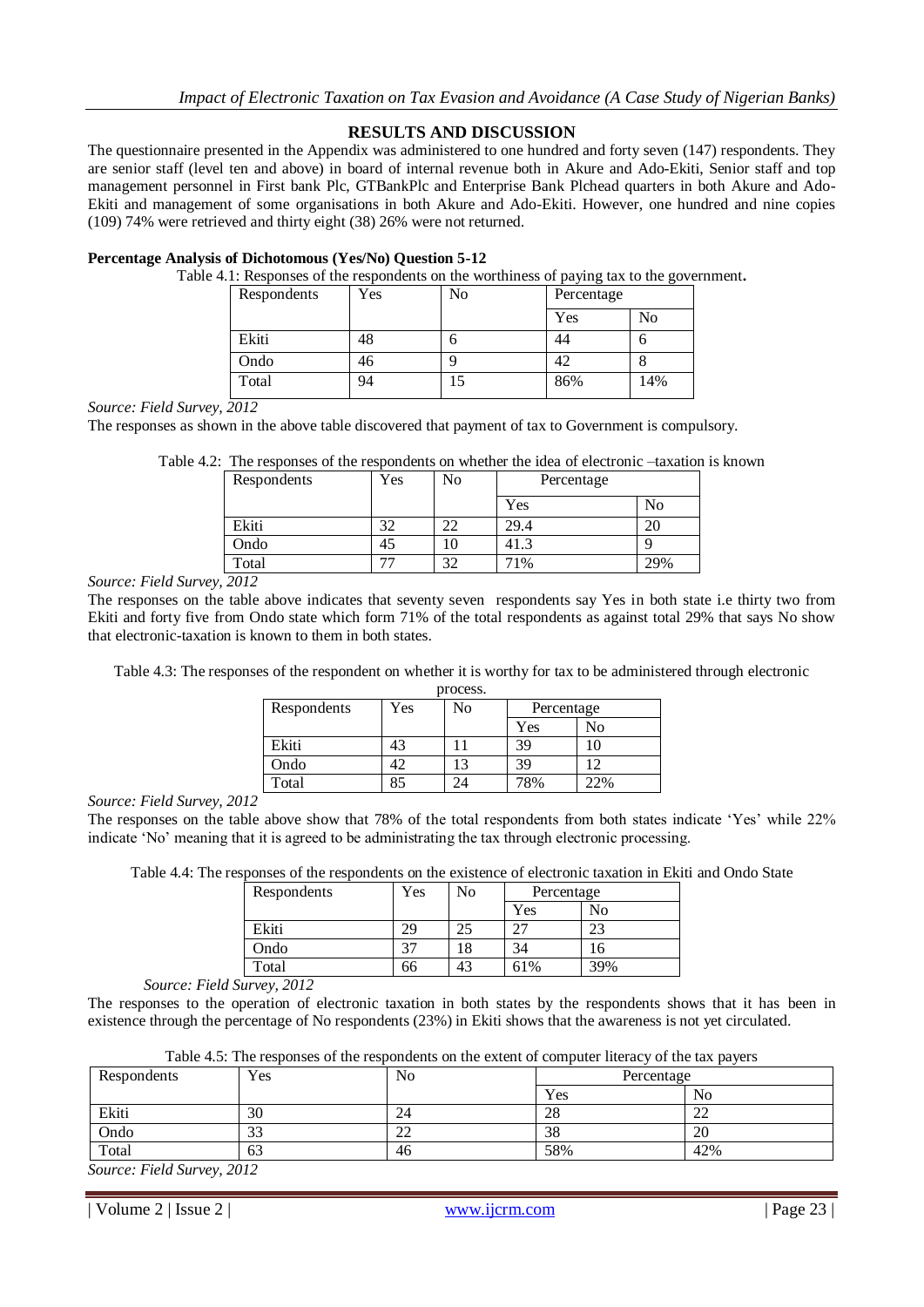## RESULTS AND DISCUSSION

The questionnaire presented in the Appendix was administered to one hundred and forty seven (147) respondents. They are senior staff (level ten and above) in board of internal revenue both in Akure and Ado-Ekiti, Senior staff and top management personnel in First bank Plc, GTBankPlc and Enterprise Bank Plchead quarters in both Akure and Ado-Ekiti and management of some organisations in both Akure and Ado-Ekiti. However, one hundred and nine copies (109) 74% were retrieved and thirty eight (38) 26% were not returned.

**Percentage Analysis of Dichotomous (Yes/No) Question 5-12**

Table 4.1: Responses of the respondents on the worthiness of paying tax to the government**.**

| Respondents | Yes | No | Percentage | |
|---|---|---|---|---|
| | | | Yes | No |
| Ekiti | 48 | 6 | 44 | 6 |
| Ondo | 46 | 9 | 42 | 8 |
| Total | 94 | 15 | 86% | 14% |

*Source: Field Survey, 2012*

The responses as shown in the above table discovered that payment of tax to Government is compulsory.

Table 4.2: The responses of the respondents on whether the idea of electronic –taxation is known

| Respondents | Yes | No | Percentage | |
|---|---|---|---|---|
| | | | Yes | No |
| Ekiti | 32 | 22 | 29.4 | 20 |
| Ondo | 45 | 10 | 41.3 | 9 |
| Total | 77 | 32 | 71% | 29% |

*Source: Field Survey, 2012*

The responses on the table above indicates that seventy seven respondents say Yes in both state i.e thirty two from Ekiti and forty five from Ondo state which form 71% of the total respondents as against total 29% that says No show that electronic-taxation is known to them in both states.

Table 4.3: The responses of the respondent on whether it is worthy for tax to be administered through electronic process.

| Respondents | Yes | No | Percentage | |
|---|---|---|---|---|
| | | | Yes | No |
| Ekiti | 43 | 11 | 39 | 10 |
| Ondo | 42 | 13 | 39 | 12 |
| Total | 85 | 24 | 78% | 22% |

*Source: Field Survey, 2012*

The responses on the table above show that 78% of the total respondents from both states indicate 'Yes' while 22% indicate 'No' meaning that it is agreed to be administrating the tax through electronic processing.

Table 4.4: The responses of the respondents on the existence of electronic taxation in Ekiti and Ondo State

| Respondents | Yes | No | Percentage | |
|---|---|---|---|---|
| | | | Yes | No |
| Ekiti | 29 | 25 | 27 | 23 |
| Ondo | 37 | 18 | 34 | 16 |
| Total | 66 | 43 | 61% | 39% |

*Source: Field Survey, 2012*

The responses to the operation of electronic taxation in both states by the respondents shows that it has been in existence through the percentage of No respondents (23%) in Ekiti shows that the awareness is not yet circulated.

Table 4.5: The responses of the respondents on the extent of computer literacy of the tax payers

| Respondents | Yes | No | Percentage | |
|---|---|---|---|---|
| | | | Yes | No |
| Ekiti | 30 | 24 | 28 | 22 |
| Ondo | 33 | 22 | 38 | 20 |
| Total | 63 | 46 | 58% | 42% |

*Source: Field Survey, 2012*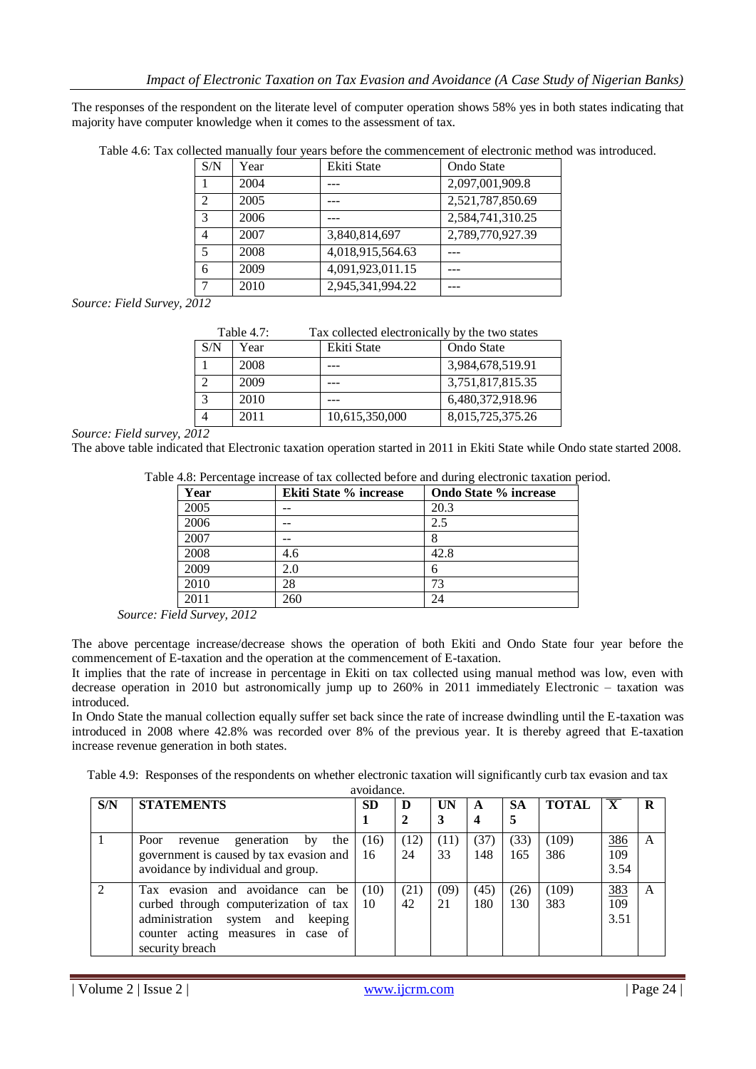The responses of the respondent on the literate level of computer operation shows 58% yes in both states indicating that majority have computer knowledge when it comes to the assessment of tax.

Table 4.6: Tax collected manually four years before the commencement of electronic method was introduced.

| S/N | Year | Ekiti State | Ondo State |
|---|---|---|---|
| 1 | 2004 | --- | 2,097,001,909.8 |
| 2 | 2005 | --- | 2,521,787,850.69 |
| 3 | 2006 | --- | 2,584,741,310.25 |
| 4 | 2007 | 3,840,814,697 | 2,789,770,927.39 |
| 5 | 2008 | 4,018,915,564.63 | --- |
| 6 | 2009 | 4,091,923,011.15 | --- |
| 7 | 2010 | 2,945,341,994.22 | --- |

*Source: Field Survey, 2012*

Table 4.7: Tax collected electronically by the two states

| S/N | Year | Ekiti State | Ondo State |
|---|---|---|---|
| 1 | 2008 | --- | 3,984,678,519.91 |
| 2 | 2009 | --- | 3,751,817,815.35 |
| 3 | 2010 | --- | 6,480,372,918.96 |
| 4 | 2011 | 10,615,350,000 | 8,015,725,375.26 |

*Source: Field survey, 2012*

The above table indicated that Electronic taxation operation started in 2011 in Ekiti State while Ondo state started 2008.

Table 4.8: Percentage increase of tax collected before and during electronic taxation period.

| Year | Ekiti State % increase | Ondo State % increase |
|---|---|---|
| 2005 | -- | 20.3 |
| 2006 | -- | 2.5 |
| 2007 | -- | 8 |
| 2008 | 4.6 | 42.8 |
| 2009 | 2.0 | 6 |
| 2010 | 28 | 73 |
| 2011 | 260 | 24 |

*Source: Field Survey, 2012*

The above percentage increase/decrease shows the operation of both Ekiti and Ondo State four year before the commencement of E-taxation and the operation at the commencement of E-taxation.

It implies that the rate of increase in percentage in Ekiti on tax collected using manual method was low, even with decrease operation in 2010 but astronomically jump up to 260% in 2011 immediately Electronic – taxation was introduced.

In Ondo State the manual collection equally suffer set back since the rate of increase dwindling until the E-taxation was introduced in 2008 where 42.8% was recorded over 8% of the previous year. It is thereby agreed that E-taxation increase revenue generation in both states.

Table 4.9: Responses of the respondents on whether electronic taxation will significantly curb tax evasion and tax avoidance.

| S/N | STATEMENTS | SD 1 | D 2 | UN 3 | A 4 | SA 5 | TOTAL | $\overline{X}$ | R |
|---|---|---|---|---|---|---|---|---|---|
| 1 | Poor revenue generation by the government is caused by tax evasion and avoidance by individual and group. | (16) 16 | (12) 24 | (11) 33 | (37) 148 | (33) 165 | (109) 386 | $\frac{386}{109}$ 3.54 | A |
| 2 | Tax evasion and avoidance can be curbed through computerization of tax administration system and keeping counter acting measures in case of security breach | (10) 10 | (21) 42 | (09) 21 | (45) 180 | (26) 130 | (109) 383 | $\frac{383}{109}$ 3.51 | A |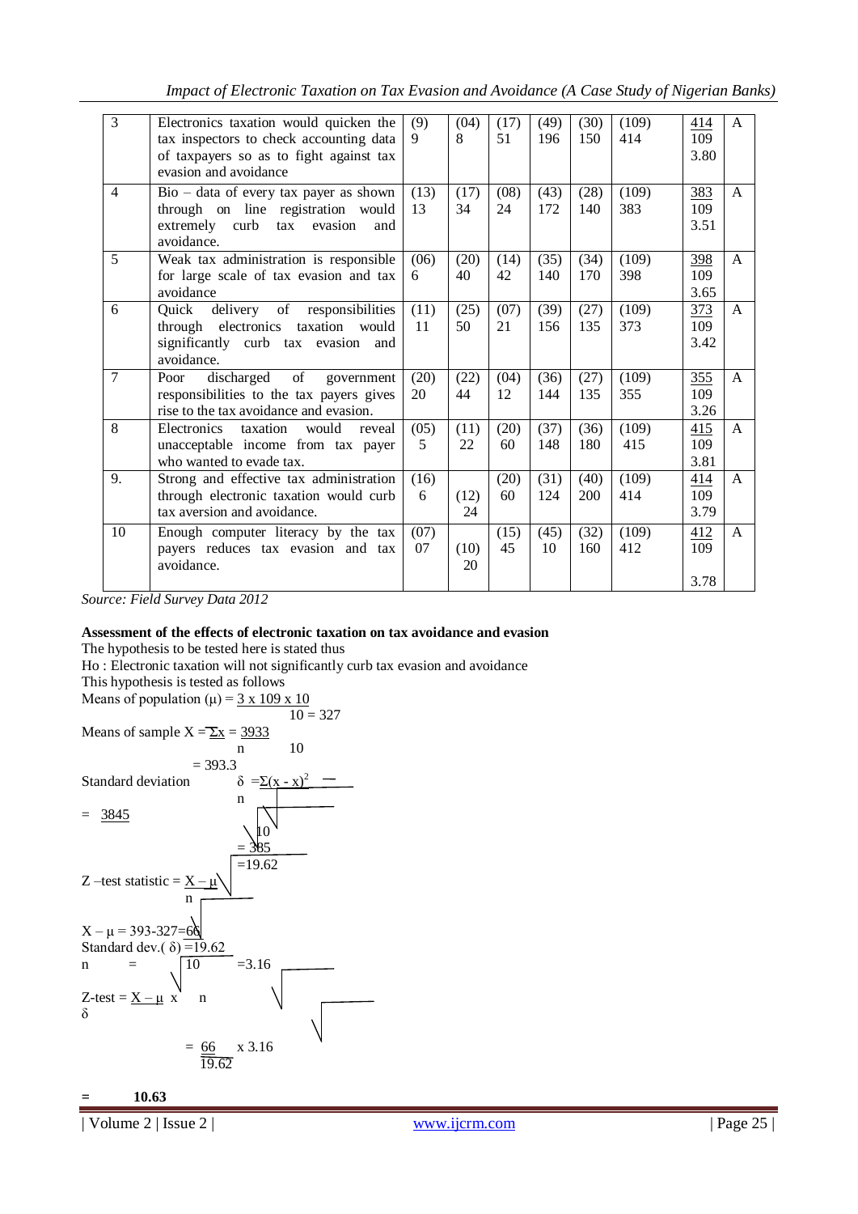| 3 | Electronics taxation would quicken the tax inspectors to check accounting data of taxpayers so as to fight against tax evasion and avoidance | (9) 9 | (04) 8 | (17) 51 | (49) 196 | (30) 150 | (109) 414 | 414 / 109 3.80 | A |
|---|---|---|---|---|---|---|---|---|---|
| 4 | Bio – data of every tax payer as shown through on line registration would extremely curb tax evasion and avoidance. | (13) 13 | (17) 34 | (08) 24 | (43) 172 | (28) 140 | (109) 383 | 383 / 109 3.51 | A |
| 5 | Weak tax administration is responsible for large scale of tax evasion and tax avoidance | (06) 6 | (20) 40 | (14) 42 | (35) 140 | (34) 170 | (109) 398 | 398 / 109 3.65 | A |
| 6 | Quick delivery of responsibilities through electronics taxation would significantly curb tax evasion and avoidance. | (11) 11 | (25) 50 | (07) 21 | (39) 156 | (27) 135 | (109) 373 | 373 / 109 3.42 | A |
| 7 | Poor discharged of government responsibilities to the tax payers gives rise to the tax avoidance and evasion. | (20) 20 | (22) 44 | (04) 12 | (36) 144 | (27) 135 | (109) 355 | 355 / 109 3.26 | A |
| 8 | Electronics taxation would reveal unacceptable income from tax payer who wanted to evade tax. | (05) 5 | (11) 22 | (20) 60 | (37) 148 | (36) 180 | (109) 415 | 415 / 109 3.81 | A |
| 9. | Strong and effective tax administration through electronic taxation would curb tax aversion and avoidance. | (16) 6 | (12) 24 | (20) 60 | (31) 124 | (40) 200 | (109) 414 | 414 / 109 3.79 | A |
| 10 | Enough computer literacy by the tax payers reduces tax evasion and tax avoidance. | (07) 07 | (10) 20 | (15) 45 | (45) 10 | (32) 160 | (109) 412 | 412 / 109 3.78 | A |

*Source: Field Survey Data 2012*

**Assessment of the effects of electronic taxation on tax avoidance and evasion**

The hypothesis to be tested here is stated thus

Ho : Electronic taxation will not significantly curb tax evasion and avoidance

This hypothesis is tested as follows

Means of population $(\mu) = \frac{3 \times 109 \times 10}{10} = 327$

Means of sample $\bar{X} = \frac{\Sigma x}{n} = \frac{3933}{10}$

$= 393.3$

Standard deviation $\delta = \sqrt{\frac{\Sigma(x - \bar{x})^2}{n}}$

$= \sqrt{\frac{3845}{10}}$

$= \sqrt{385}$

$= 19.62$

Z –test statistic $= \frac{\bar{X} - \mu}{\delta / \sqrt{n}}$

$\bar{X} - \mu = 393 - 327 = 66$

Standard dev.$(\delta) = 19.62$

$\sqrt{n} = \sqrt{10} = 3.16$

Z-test $= \frac{\bar{X} - \mu}{\delta} \times \sqrt{n}$

$= \frac{66}{19.62} \times 3.16$

**= 10.63**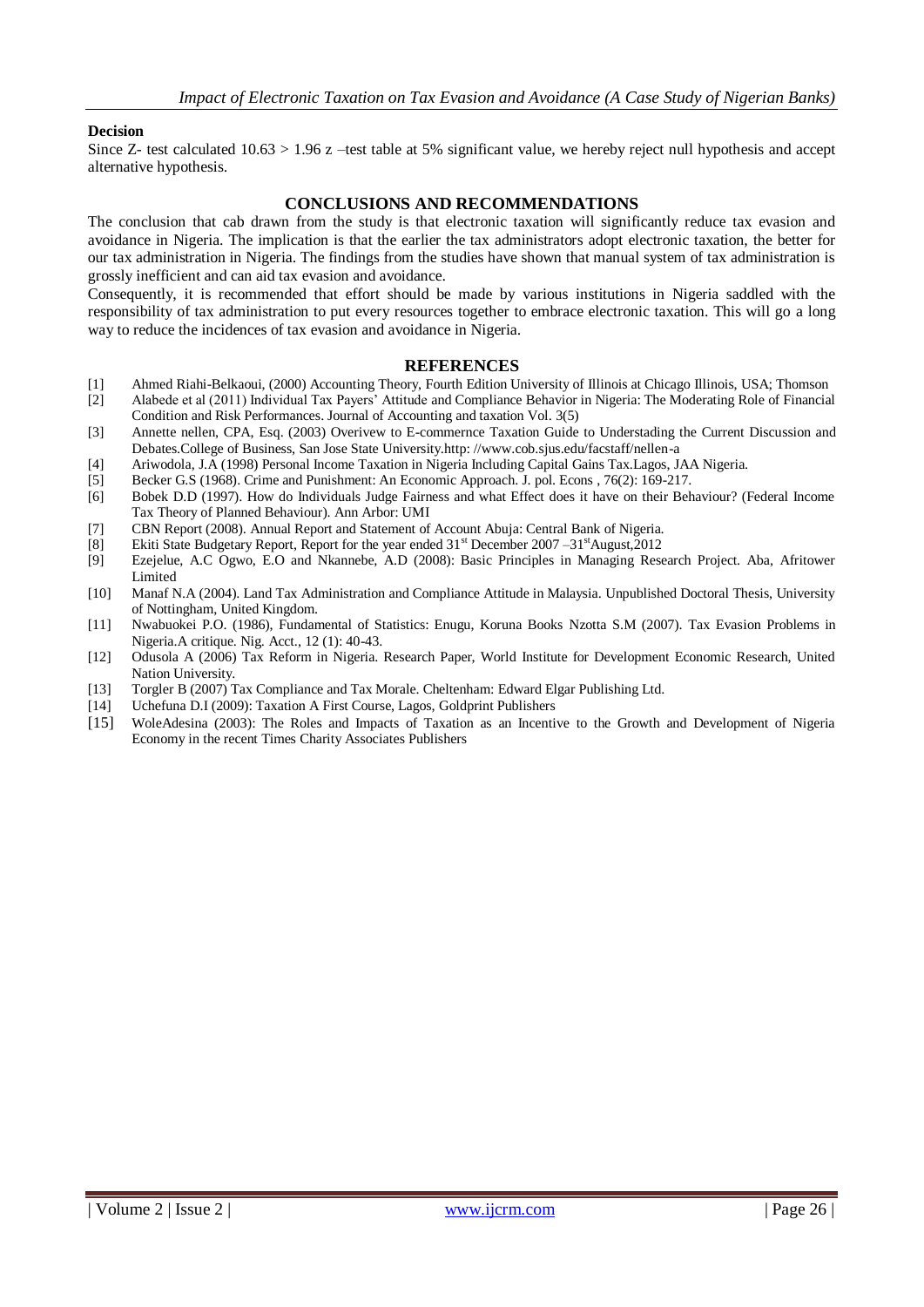**Decision**

Since Z- test calculated 10.63 > 1.96 z –test table at 5% significant value, we hereby reject null hypothesis and accept alternative hypothesis.

## CONCLUSIONS AND RECOMMENDATIONS

The conclusion that cab drawn from the study is that electronic taxation will significantly reduce tax evasion and avoidance in Nigeria. The implication is that the earlier the tax administrators adopt electronic taxation, the better for our tax administration in Nigeria. The findings from the studies have shown that manual system of tax administration is grossly inefficient and can aid tax evasion and avoidance.

Consequently, it is recommended that effort should be made by various institutions in Nigeria saddled with the responsibility of tax administration to put every resources together to embrace electronic taxation. This will go a long way to reduce the incidences of tax evasion and avoidance in Nigeria.

## REFERENCES

[1] Ahmed Riahi-Belkaoui, (2000) Accounting Theory, Fourth Edition University of Illinois at Chicago Illinois, USA; Thomson
[2] Alabede et al (2011) Individual Tax Payers' Attitude and Compliance Behavior in Nigeria: The Moderating Role of Financial Condition and Risk Performances. Journal of Accounting and taxation Vol. 3(5)
[3] Annette nellen, CPA, Esq. (2003) Overivew to E-commernce Taxation Guide to Understading the Current Discussion and Debates.College of Business, San Jose State University.http: //www.cob.sjus.edu/facstaff/nellen-a
[4] Ariwodola, J.A (1998) Personal Income Taxation in Nigeria Including Capital Gains Tax.Lagos, JAA Nigeria.
[5] Becker G.S (1968). Crime and Punishment: An Economic Approach. J. pol. Econs , 76(2): 169-217.
[6] Bobek D.D (1997). How do Individuals Judge Fairness and what Effect does it have on their Behaviour? (Federal Income Tax Theory of Planned Behaviour). Ann Arbor: UMI
[7] CBN Report (2008). Annual Report and Statement of Account Abuja: Central Bank of Nigeria.
[8] Ekiti State Budgetary Report, Report for the year ended 31st December 2007 –31st August,2012
[9] Ezejelue, A.C Ogwo, E.O and Nkannebe, A.D (2008): Basic Principles in Managing Research Project. Aba, Afritower Limited
[10] Manaf N.A (2004). Land Tax Administration and Compliance Attitude in Malaysia. Unpublished Doctoral Thesis, University of Nottingham, United Kingdom.
[11] Nwabuokei P.O. (1986), Fundamental of Statistics: Enugu, Koruna Books Nzotta S.M (2007). Tax Evasion Problems in Nigeria.A critique. Nig. Acct., 12 (1): 40-43.
[12] Odusola A (2006) Tax Reform in Nigeria. Research Paper, World Institute for Development Economic Research, United Nation University.
[13] Torgler B (2007) Tax Compliance and Tax Morale. Cheltenham: Edward Elgar Publishing Ltd.
[14] Uchefuna D.I (2009): Taxation A First Course, Lagos, Goldprint Publishers
[15] WoleAdesina (2003): The Roles and Impacts of Taxation as an Incentive to the Growth and Development of Nigeria Economy in the recent Times Charity Associates Publishers